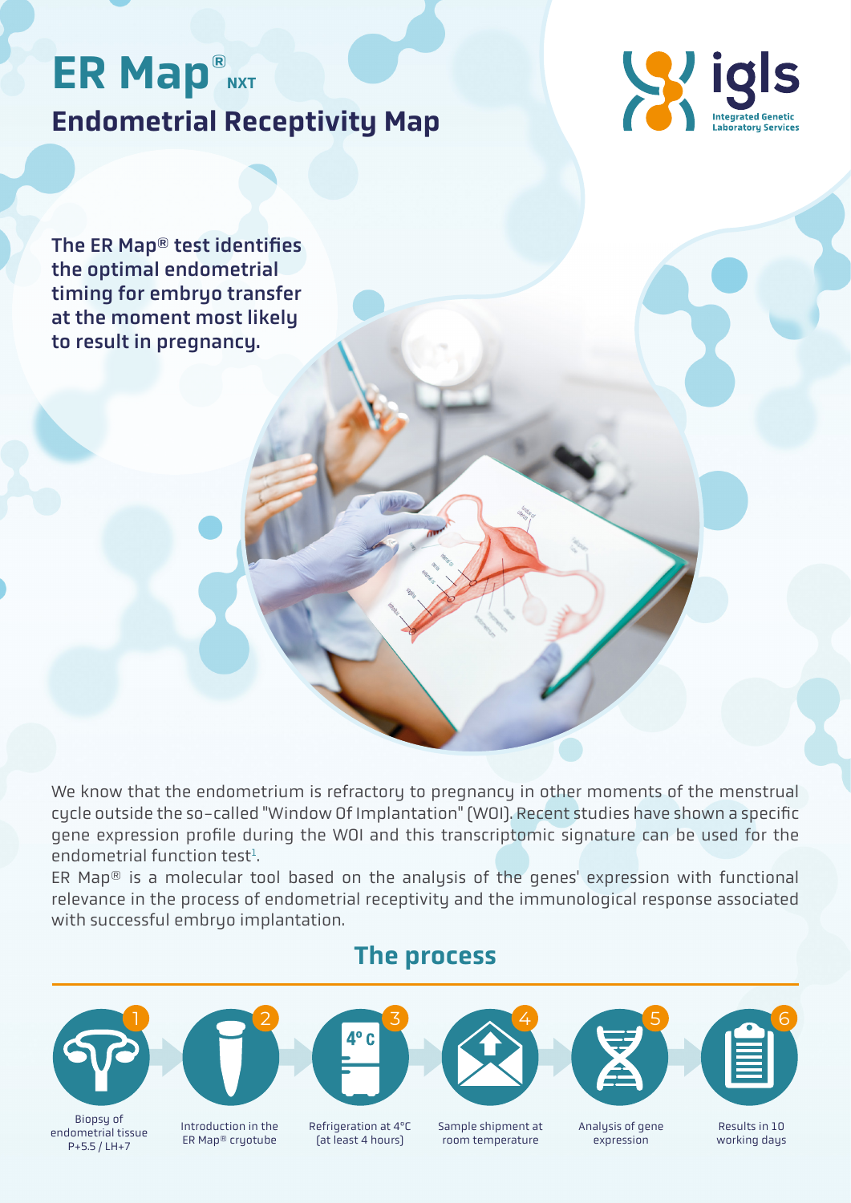# ER Map® NXT

## Endometrial Receptivity Map

igls
Integrated Genetic Laboratory Services

**The ER Map® test identifies the optimal endometrial timing for embryo transfer at the moment most likely to result in pregnancy.**

We know that the endometrium is refractory to pregnancy in other moments of the menstrual cycle outside the so-called "Window Of Implantation" (WOI). Recent studies have shown a specific gene expression profile during the WOI and this transcriptomic signature can be used for the endometrial function test[1].

ER Map® is a molecular tool based on the analysis of the genes' expression with functional relevance in the process of endometrial receptivity and the immunological response associated with successful embryo implantation.

## The process

1. Biopsy of endometrial tissue P+5.5 / LH+7
2. Introduction in the ER Map® cryotube
3. Refrigeration at 4°C (at least 4 hours)
4. Sample shipment at room temperature
5. Analysis of gene expression
6. Results in 10 working days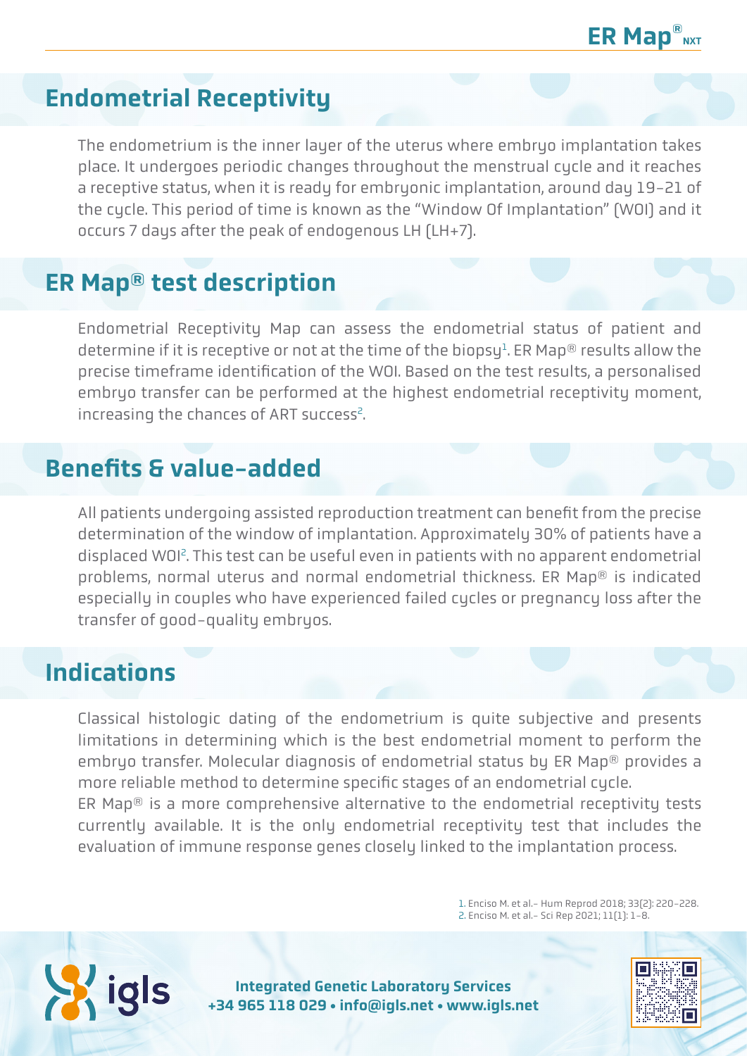## Endometrial Receptivity

The endometrium is the inner layer of the uterus where embryo implantation takes place. It undergoes periodic changes throughout the menstrual cycle and it reaches a receptive status, when it is ready for embryonic implantation, around day 19-21 of the cycle. This period of time is known as the "Window Of Implantation" (WOI) and it occurs 7 days after the peak of endogenous LH (LH+7).

## ER Map® test description

Endometrial Receptivity Map can assess the endometrial status of patient and determine if it is receptive or not at the time of the biopsy[1]. ER Map® results allow the precise timeframe identification of the WOI. Based on the test results, a personalised embryo transfer can be performed at the highest endometrial receptivity moment, increasing the chances of ART success[2].

## Benefits & value-added

All patients undergoing assisted reproduction treatment can benefit from the precise determination of the window of implantation. Approximately 30% of patients have a displaced WOI[2]. This test can be useful even in patients with no apparent endometrial problems, normal uterus and normal endometrial thickness. ER Map® is indicated especially in couples who have experienced failed cycles or pregnancy loss after the transfer of good-quality embryos.

## Indications

Classical histologic dating of the endometrium is quite subjective and presents limitations in determining which is the best endometrial moment to perform the embryo transfer. Molecular diagnosis of endometrial status by ER Map® provides a more reliable method to determine specific stages of an endometrial cycle.
ER Map® is a more comprehensive alternative to the endometrial receptivity tests currently available. It is the only endometrial receptivity test that includes the evaluation of immune response genes closely linked to the implantation process.

1. Enciso M. et al.- Hum Reprod 2018; 33(2): 220-228.
2. Enciso M. et al.- Sci Rep 2021; 11(1): 1-8.

igls

**Integrated Genetic Laboratory Services**
**+34 965 118 029 • info@igls.net • www.igls.net**